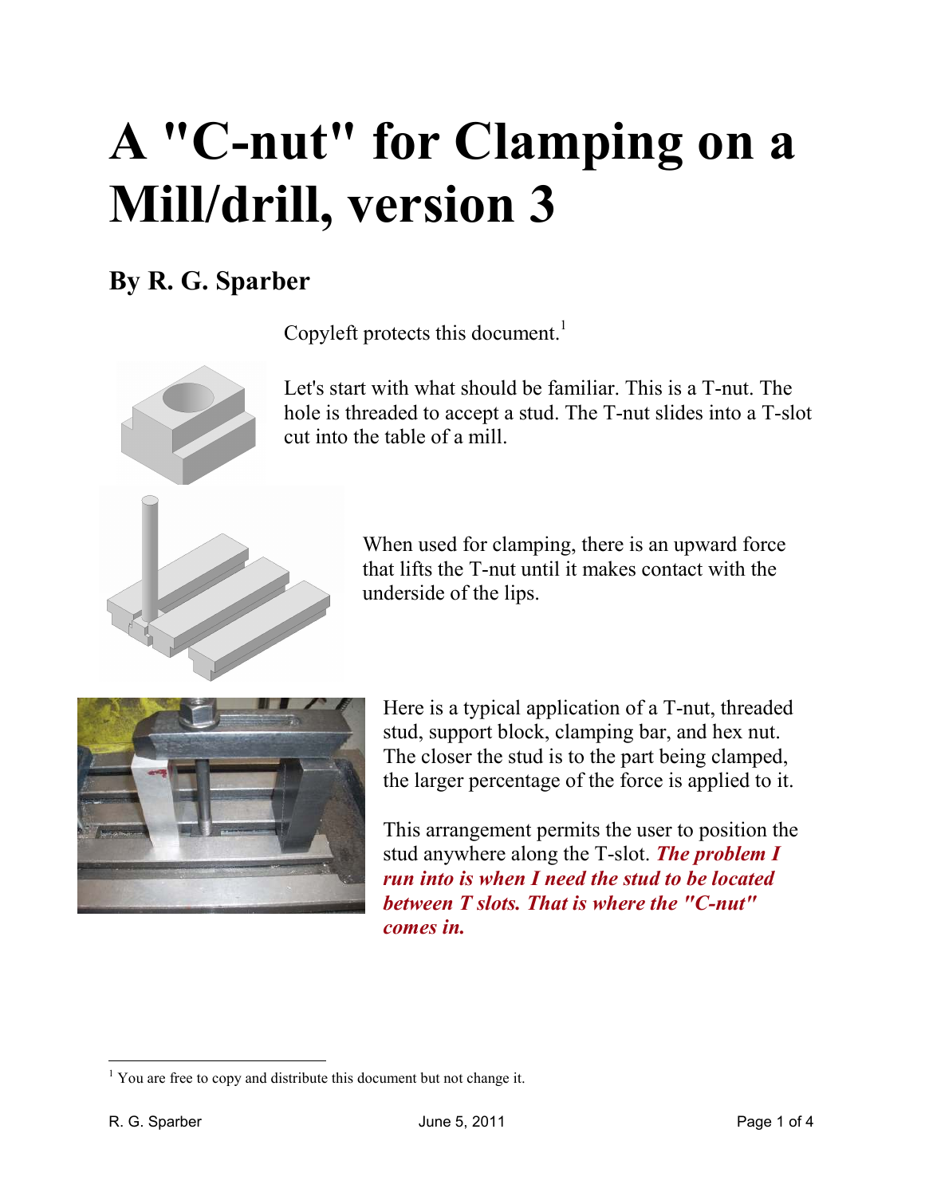# A "C-nut" for Clamping on a Mill/drill, version 3

## By R. G. Sparber

Copyleft protects this document.[1]

Let's start with what should be familiar. This is a T-nut. The hole is threaded to accept a stud. The T-nut slides into a T-slot cut into the table of a mill.

When used for clamping, there is an upward force that lifts the T-nut until it makes contact with the underside of the lips.

Here is a typical application of a T-nut, threaded stud, support block, clamping bar, and hex nut. The closer the stud is to the part being clamped, the larger percentage of the force is applied to it.

This arrangement permits the user to position the stud anywhere along the T-slot. ***The problem I run into is when I need the stud to be located between T slots. That is where the "C-nut" comes in.***

[1] You are free to copy and distribute this document but not change it.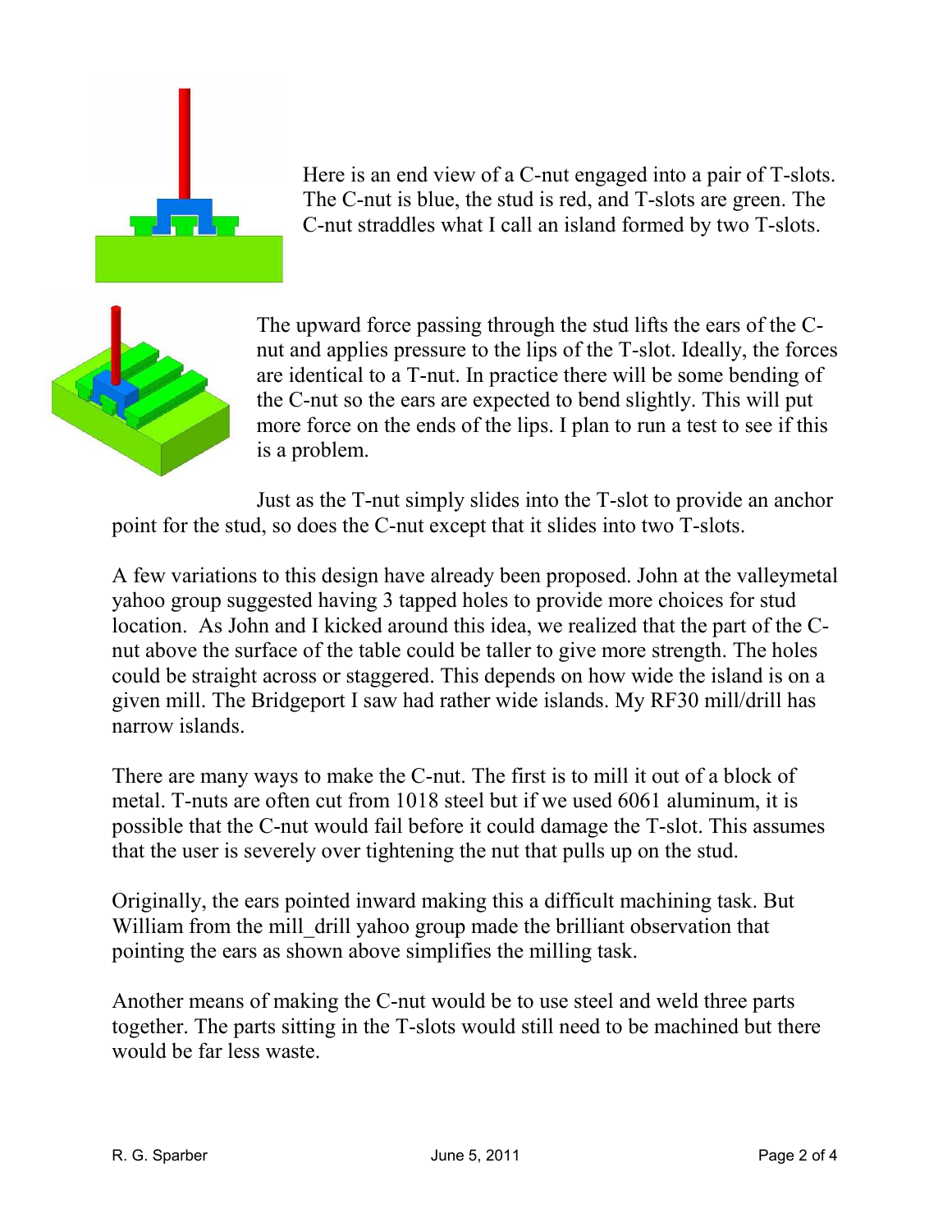Here is an end view of a C-nut engaged into a pair of T-slots. The C-nut is blue, the stud is red, and T-slots are green. The C-nut straddles what I call an island formed by two T-slots.

The upward force passing through the stud lifts the ears of the C-nut and applies pressure to the lips of the T-slot. Ideally, the forces are identical to a T-nut. In practice there will be some bending of the C-nut so the ears are expected to bend slightly. This will put more force on the ends of the lips. I plan to run a test to see if this is a problem.

Just as the T-nut simply slides into the T-slot to provide an anchor point for the stud, so does the C-nut except that it slides into two T-slots.

A few variations to this design have already been proposed. John at the valleymetal yahoo group suggested having 3 tapped holes to provide more choices for stud location. As John and I kicked around this idea, we realized that the part of the C-nut above the surface of the table could be taller to give more strength. The holes could be straight across or staggered. This depends on how wide the island is on a given mill. The Bridgeport I saw had rather wide islands. My RF30 mill/drill has narrow islands.

There are many ways to make the C-nut. The first is to mill it out of a block of metal. T-nuts are often cut from 1018 steel but if we used 6061 aluminum, it is possible that the C-nut would fail before it could damage the T-slot. This assumes that the user is severely over tightening the nut that pulls up on the stud.

Originally, the ears pointed inward making this a difficult machining task. But William from the mill_drill yahoo group made the brilliant observation that pointing the ears as shown above simplifies the milling task.

Another means of making the C-nut would be to use steel and weld three parts together. The parts sitting in the T-slots would still need to be machined but there would be far less waste.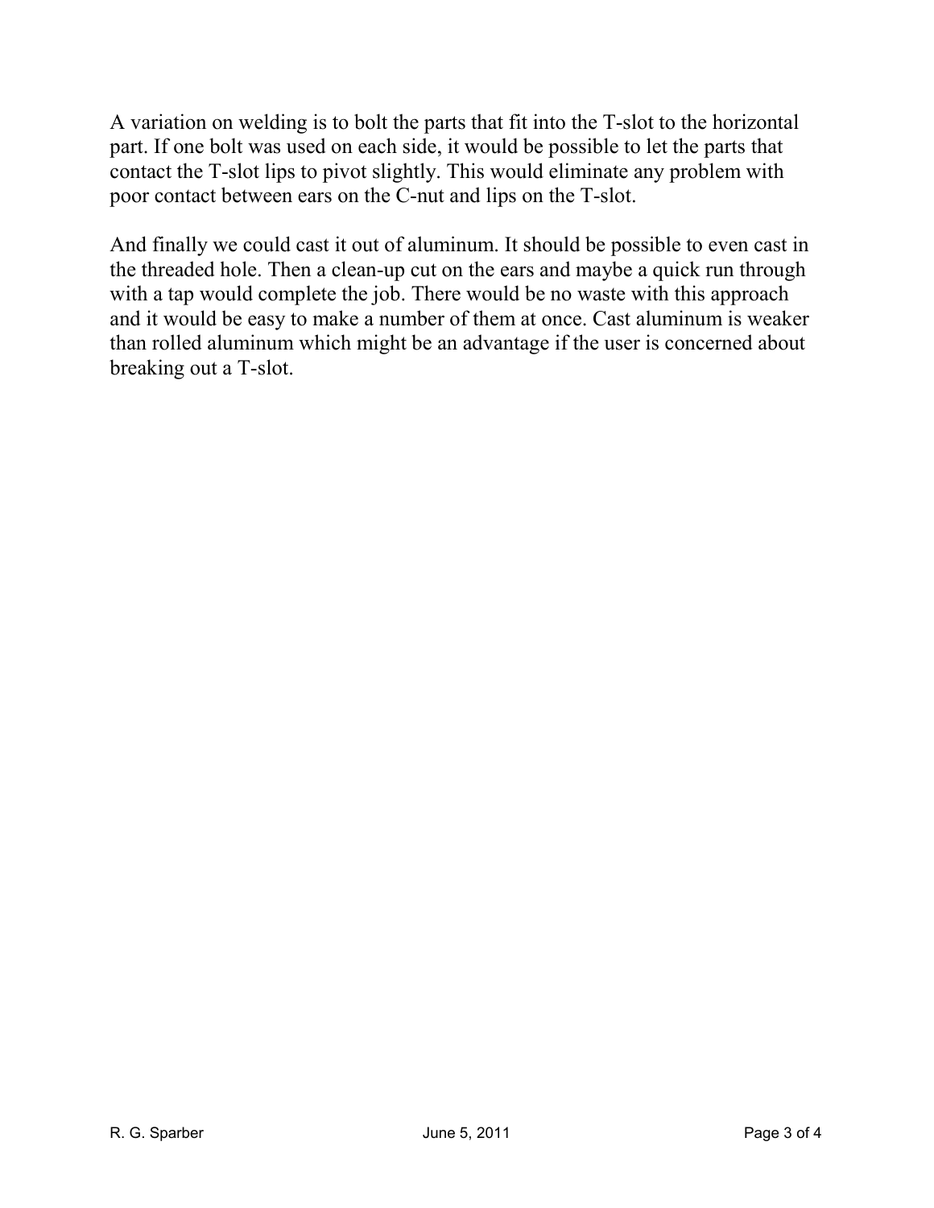A variation on welding is to bolt the parts that fit into the T-slot to the horizontal part. If one bolt was used on each side, it would be possible to let the parts that contact the T-slot lips to pivot slightly. This would eliminate any problem with poor contact between ears on the C-nut and lips on the T-slot.

And finally we could cast it out of aluminum. It should be possible to even cast in the threaded hole. Then a clean-up cut on the ears and maybe a quick run through with a tap would complete the job. There would be no waste with this approach and it would be easy to make a number of them at once. Cast aluminum is weaker than rolled aluminum which might be an advantage if the user is concerned about breaking out a T-slot.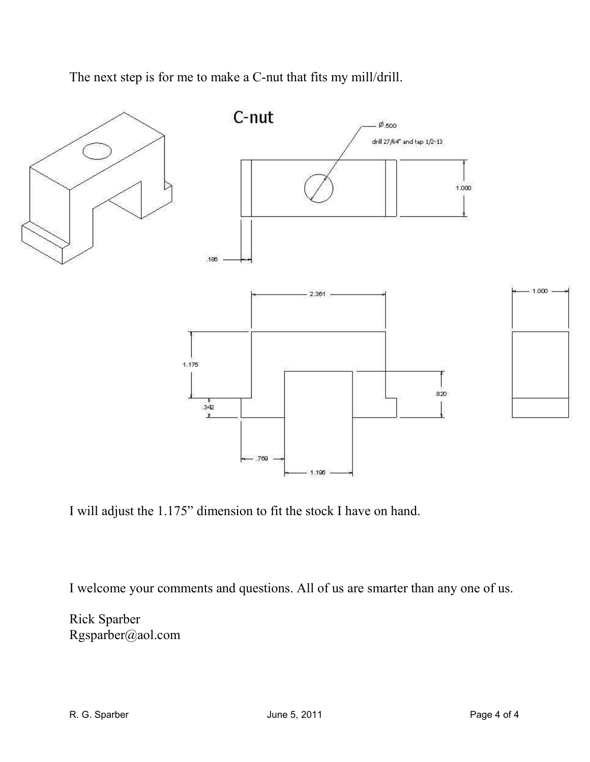The next step is for me to make a C-nut that fits my mill/drill.

C-nut

Ø.500

drill 27/64" and tap 1/2-13

1.000

.186

2.361

1.000

1.175

.820

.342

.769

1.196

I will adjust the 1.175" dimension to fit the stock I have on hand.

I welcome your comments and questions. All of us are smarter than any one of us.

Rick Sparber
Rgsparber@aol.com